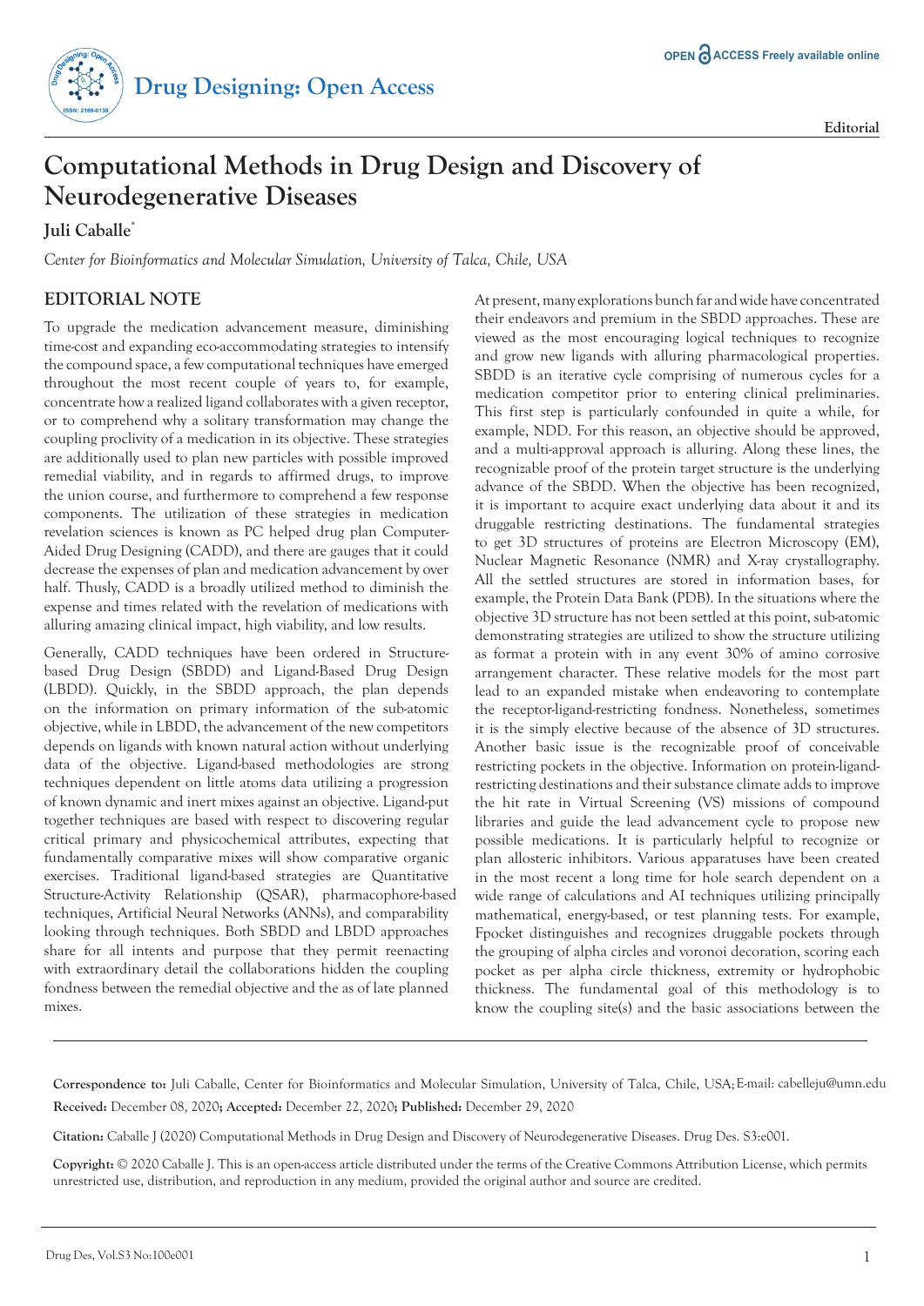Editorial

# Computational Methods in Drug Design and Discovery of Neurodegenerative Diseases

**Juli Caballe***

*Center for Bioinformatics and Molecular Simulation, University of Talca, Chile, USA*

## EDITORIAL NOTE

To upgrade the medication advancement measure, diminishing time-cost and expanding eco-accommodating strategies to intensify the compound space, a few computational techniques have emerged throughout the most recent couple of years to, for example, concentrate how a realized ligand collaborates with a given receptor, or to comprehend why a solitary transformation may change the coupling proclivity of a medication in its objective. These strategies are additionally used to plan new particles with possible improved remedial viability, and in regards to affirmed drugs, to improve the union course, and furthermore to comprehend a few response components. The utilization of these strategies in medication revelation sciences is known as PC helped drug plan Computer-Aided Drug Designing (CADD), and there are gauges that it could decrease the expenses of plan and medication advancement by over half. Thusly, CADD is a broadly utilized method to diminish the expense and times related with the revelation of medications with alluring amazing clinical impact, high viability, and low results.

Generally, CADD techniques have been ordered in Structure-based Drug Design (SBDD) and Ligand-Based Drug Design (LBDD). Quickly, in the SBDD approach, the plan depends on the information on primary information of the sub-atomic objective, while in LBDD, the advancement of the new competitors depends on ligands with known natural action without underlying data of the objective. Ligand-based methodologies are strong techniques dependent on little atoms data utilizing a progression of known dynamic and inert mixes against an objective. Ligand-put together techniques are based with respect to discovering regular critical primary and physicochemical attributes, expecting that fundamentally comparative mixes will show comparative organic exercises. Traditional ligand-based strategies are Quantitative Structure-Activity Relationship (QSAR), pharmacophore-based techniques, Artificial Neural Networks (ANNs), and comparability looking through techniques. Both SBDD and LBDD approaches share for all intents and purpose that they permit reenacting with extraordinary detail the collaborations hidden the coupling fondness between the remedial objective and the as of late planned mixes.

At present, many explorations bunch far and wide have concentrated their endeavors and premium in the SBDD approaches. These are viewed as the most encouraging logical techniques to recognize and grow new ligands with alluring pharmacological properties. SBDD is an iterative cycle comprising of numerous cycles for a medication competitor prior to entering clinical preliminaries. This first step is particularly confounded in quite a while, for example, NDD. For this reason, an objective should be approved, and a multi-approval approach is alluring. Along these lines, the recognizable proof of the protein target structure is the underlying advance of the SBDD. When the objective has been recognized, it is important to acquire exact underlying data about it and its druggable restricting destinations. The fundamental strategies to get 3D structures of proteins are Electron Microscopy (EM), Nuclear Magnetic Resonance (NMR) and X-ray crystallography. All the settled structures are stored in information bases, for example, the Protein Data Bank (PDB). In the situations where the objective 3D structure has not been settled at this point, sub-atomic demonstrating strategies are utilized to show the structure utilizing as format a protein with in any event 30% of amino corrosive arrangement character. These relative models for the most part lead to an expanded mistake when endeavoring to contemplate the receptor-ligand-restricting fondness. Nonetheless, sometimes it is the simply elective because of the absence of 3D structures. Another basic issue is the recognizable proof of conceivable restricting pockets in the objective. Information on protein-ligand-restricting destinations and their substance climate adds to improve the hit rate in Virtual Screening (VS) missions of compound libraries and guide the lead advancement cycle to propose new possible medications. It is particularly helpful to recognize or plan allosteric inhibitors. Various apparatuses have been created in the most recent a long time for hole search dependent on a wide range of calculations and AI techniques utilizing principally mathematical, energy-based, or test planning tests. For example, Fpocket distinguishes and recognizes druggable pockets through the grouping of alpha circles and voronoi decoration, scoring each pocket as per alpha circle thickness, extremity or hydrophobic thickness. The fundamental goal of this methodology is to know the coupling site(s) and the basic associations between the

---

**Correspondence to:** Juli Caballe, Center for Bioinformatics and Molecular Simulation, University of Talca, Chile, USA; E-mail: cabelleju@umn.edu

**Received:** December 08, 2020**;** **Accepted:** December 22, 2020**;** **Published:** December 29, 2020

**Citation:** Caballe J (2020) Computational Methods in Drug Design and Discovery of Neurodegenerative Diseases. Drug Des. S3:e001.

**Copyright:** © 2020 Caballe J. This is an open-access article distributed under the terms of the Creative Commons Attribution License, which permits unrestricted use, distribution, and reproduction in any medium, provided the original author and source are credited.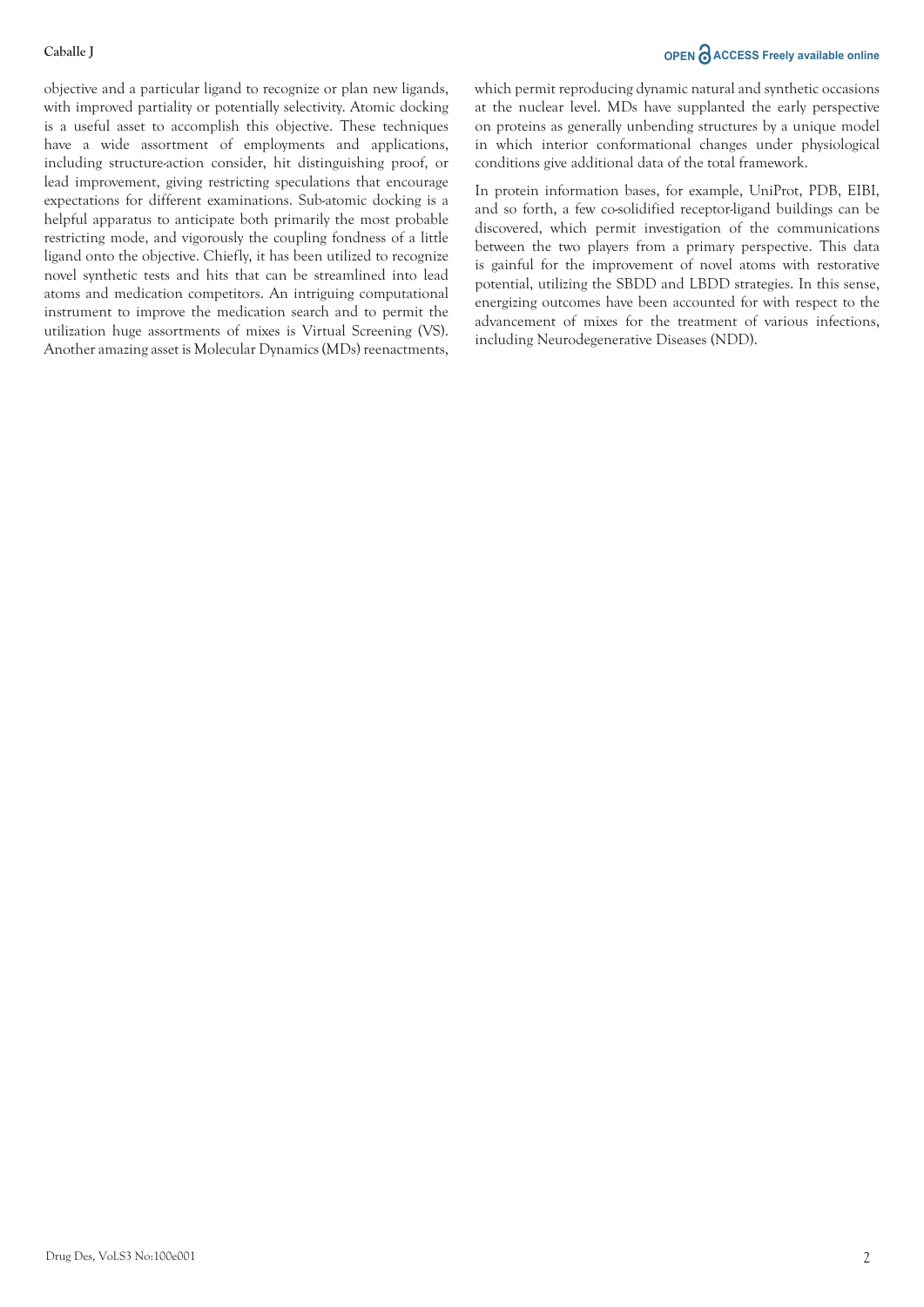objective and a particular ligand to recognize or plan new ligands, with improved partiality or potentially selectivity. Atomic docking is a useful asset to accomplish this objective. These techniques have a wide assortment of employments and applications, including structure-action consider, hit distinguishing proof, or lead improvement, giving restricting speculations that encourage expectations for different examinations. Sub-atomic docking is a helpful apparatus to anticipate both primarily the most probable restricting mode, and vigorously the coupling fondness of a little ligand onto the objective. Chiefly, it has been utilized to recognize novel synthetic tests and hits that can be streamlined into lead atoms and medication competitors. An intriguing computational instrument to improve the medication search and to permit the utilization huge assortments of mixes is Virtual Screening (VS). Another amazing asset is Molecular Dynamics (MDs) reenactments, which permit reproducing dynamic natural and synthetic occasions at the nuclear level. MDs have supplanted the early perspective on proteins as generally unbending structures by a unique model in which interior conformational changes under physiological conditions give additional data of the total framework.

In protein information bases, for example, UniProt, PDB, EIBI, and so forth, a few co-solidified receptor-ligand buildings can be discovered, which permit investigation of the communications between the two players from a primary perspective. This data is gainful for the improvement of novel atoms with restorative potential, utilizing the SBDD and LBDD strategies. In this sense, energizing outcomes have been accounted for with respect to the advancement of mixes for the treatment of various infections, including Neurodegenerative Diseases (NDD).